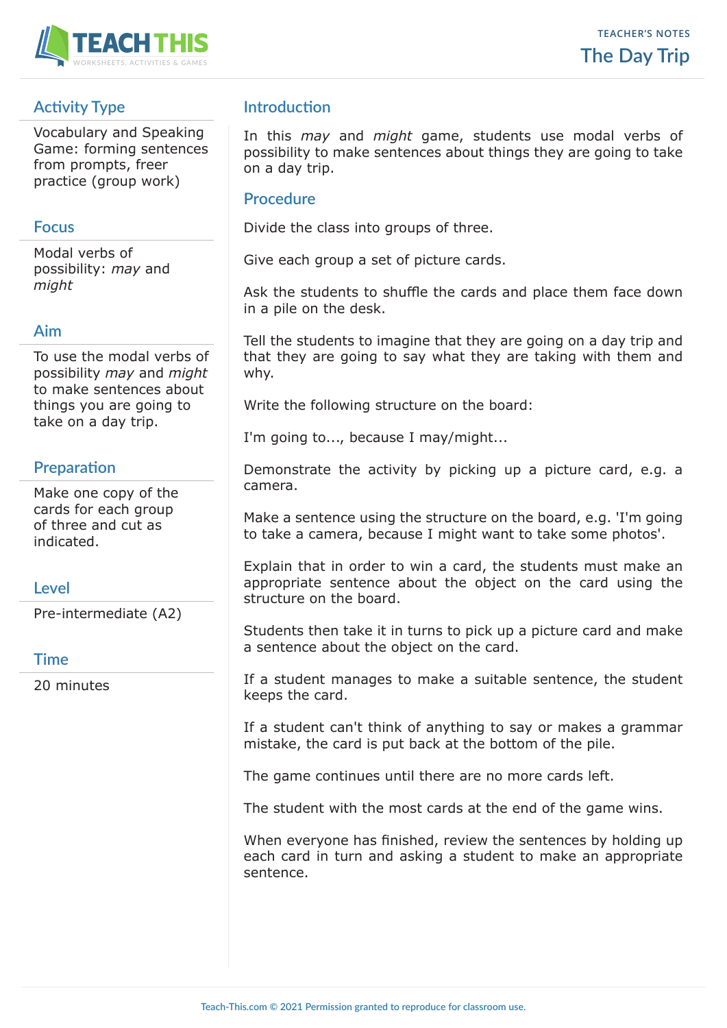TEACHER'S NOTES

# The Day Trip

## Activity Type

Vocabulary and Speaking Game: forming sentences from prompts, freer practice (group work)

## Focus

Modal verbs of possibility: *may* and *might*

## Aim

To use the modal verbs of possibility *may* and *might* to make sentences about things you are going to take on a day trip.

## Preparation

Make one copy of the cards for each group of three and cut as indicated.

## Level

Pre-intermediate (A2)

## Time

20 minutes

## Introduction

In this *may* and *might* game, students use modal verbs of possibility to make sentences about things they are going to take on a day trip.

## Procedure

Divide the class into groups of three.

Give each group a set of picture cards.

Ask the students to shuffle the cards and place them face down in a pile on the desk.

Tell the students to imagine that they are going on a day trip and that they are going to say what they are taking with them and why.

Write the following structure on the board:

I'm going to..., because I may/might...

Demonstrate the activity by picking up a picture card, e.g. a camera.

Make a sentence using the structure on the board, e.g. 'I'm going to take a camera, because I might want to take some photos'.

Explain that in order to win a card, the students must make an appropriate sentence about the object on the card using the structure on the board.

Students then take it in turns to pick up a picture card and make a sentence about the object on the card.

If a student manages to make a suitable sentence, the student keeps the card.

If a student can't think of anything to say or makes a grammar mistake, the card is put back at the bottom of the pile.

The game continues until there are no more cards left.

The student with the most cards at the end of the game wins.

When everyone has finished, review the sentences by holding up each card in turn and asking a student to make an appropriate sentence.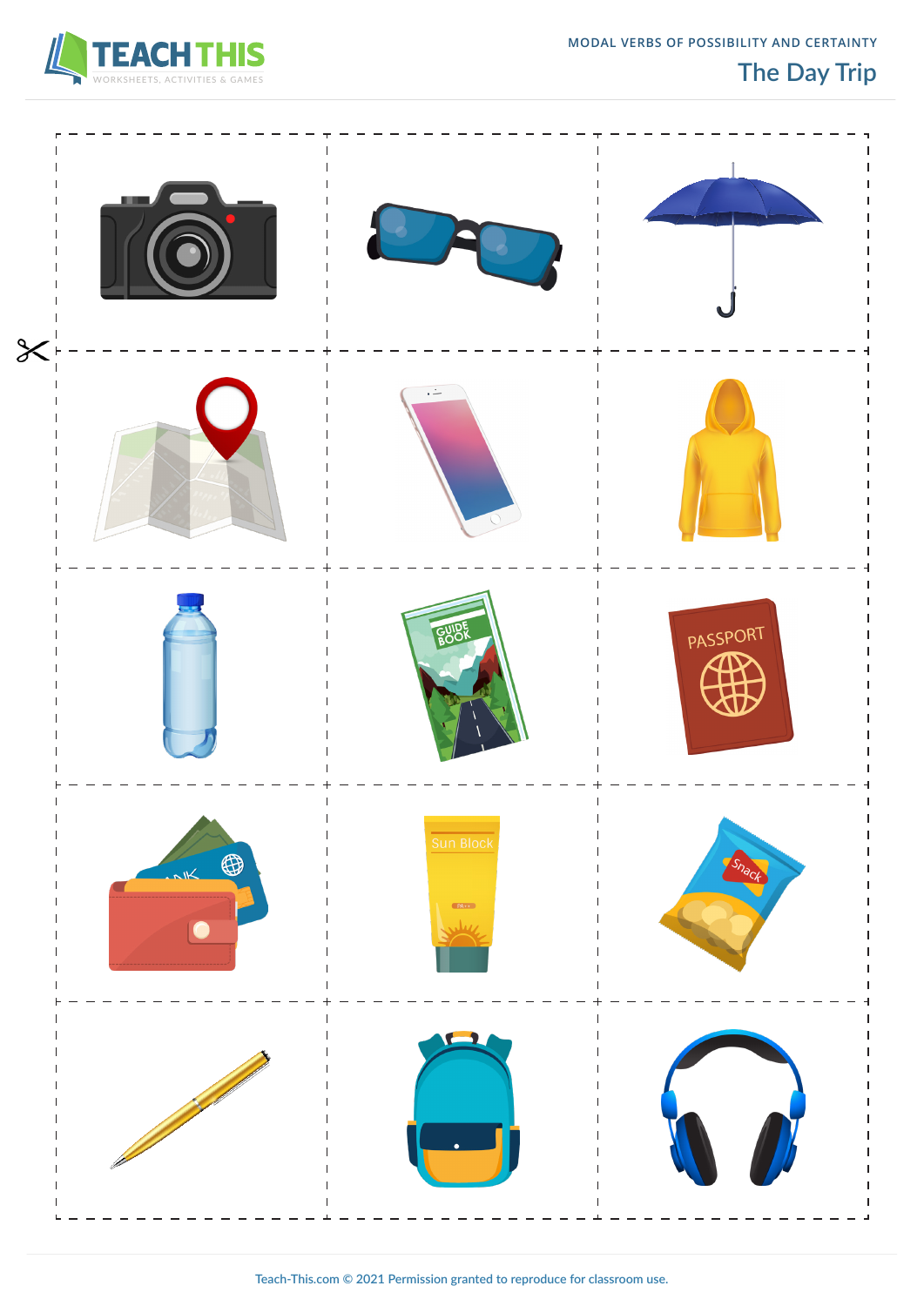MODAL VERBS OF POSSIBILITY AND CERTAINTY

# The Day Trip